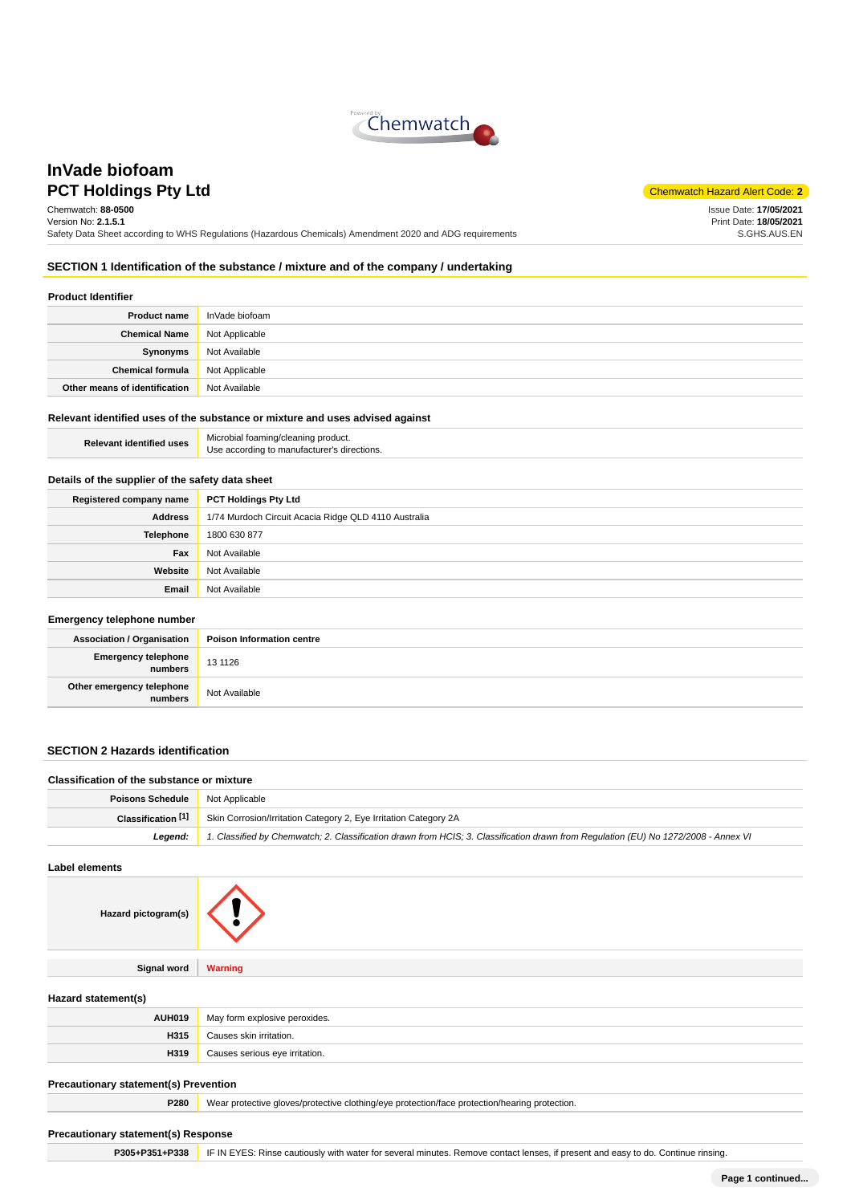# InVade biofoam

## PCT Holdings Pty Ltd

Chemwatch Hazard Alert Code: **2**

Chemwatch: **88-0500**
Version No: **2.1.5.1**
Safety Data Sheet according to WHS Regulations (Hazardous Chemicals) Amendment 2020 and ADG requirements

Issue Date: **17/05/2021**
Print Date: **18/05/2021**
S.GHS.AUS.EN

## SECTION 1 Identification of the substance / mixture and of the company / undertaking

### Product Identifier

| | |
|---|---|
| **Product name** | InVade biofoam |
| **Chemical Name** | Not Applicable |
| **Synonyms** | Not Available |
| **Chemical formula** | Not Applicable |
| **Other means of identification** | Not Available |

### Relevant identified uses of the substance or mixture and uses advised against

| | |
|---|---|
| **Relevant identified uses** | Microbial foaming/cleaning product.<br>Use according to manufacturer's directions. |

### Details of the supplier of the safety data sheet

| | |
|---|---|
| **Registered company name** | **PCT Holdings Pty Ltd** |
| **Address** | 1/74 Murdoch Circuit Acacia Ridge QLD 4110 Australia |
| **Telephone** | 1800 630 877 |
| **Fax** | Not Available |
| **Website** | Not Available |
| **Email** | Not Available |

### Emergency telephone number

| | |
|---|---|
| **Association / Organisation** | **Poison Information centre** |
| **Emergency telephone numbers** | 13 1126 |
| **Other emergency telephone numbers** | Not Available |

## SECTION 2 Hazards identification

### Classification of the substance or mixture

| | |
|---|---|
| **Poisons Schedule** | Not Applicable |
| **Classification [1]** | Skin Corrosion/Irritation Category 2, Eye Irritation Category 2A |
| ***Legend:*** | *1. Classified by Chemwatch; 2. Classification drawn from HCIS; 3. Classification drawn from Regulation (EU) No 1272/2008 - Annex VI* |

### Label elements

| | |
|---|---|
| **Hazard pictogram(s)** | |
| **Signal word** | **Warning** |

### Hazard statement(s)

| | |
|---|---|
| **AUH019** | May form explosive peroxides. |
| **H315** | Causes skin irritation. |
| **H319** | Causes serious eye irritation. |

### Precautionary statement(s) Prevention

| | |
|---|---|
| **P280** | Wear protective gloves/protective clothing/eye protection/face protection/hearing protection. |

### Precautionary statement(s) Response

| | |
|---|---|
| **P305+P351+P338** | IF IN EYES: Rinse cautiously with water for several minutes. Remove contact lenses, if present and easy to do. Continue rinsing. |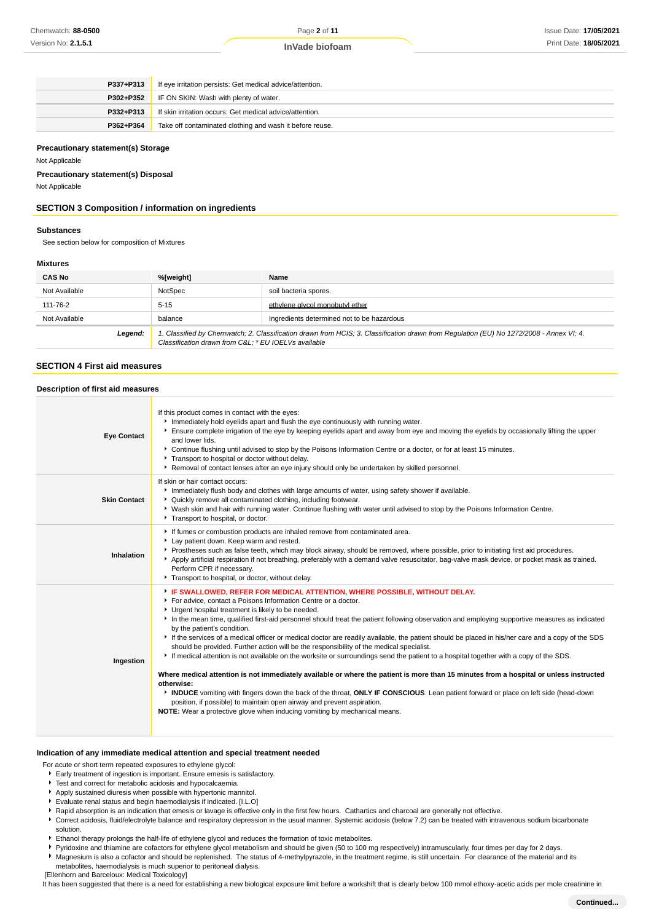| | |
|---|---|
| **P337+P313** | If eye irritation persists: Get medical advice/attention. |
| **P302+P352** | IF ON SKIN: Wash with plenty of water. |
| **P332+P313** | If skin irritation occurs: Get medical advice/attention. |
| **P362+P364** | Take off contaminated clothing and wash it before reuse. |

**Precautionary statement(s) Storage**

Not Applicable

**Precautionary statement(s) Disposal**

Not Applicable

## SECTION 3 Composition / information on ingredients

### Substances

See section below for composition of Mixtures

### Mixtures

| CAS No | %[weight] | Name |
|---|---|---|
| Not Available | NotSpec | soil bacteria spores. |
| 111-76-2 | 5-15 | ethylene glycol monobutyl ether |
| Not Available | balance | Ingredients determined not to be hazardous |
| ***Legend:*** | *1. Classified by Chemwatch; 2. Classification drawn from HCIS; 3. Classification drawn from Regulation (EU) No 1272/2008 - Annex VI; 4. Classification drawn from C&L; * EU IOELVs available* | |

## SECTION 4 First aid measures

### Description of first aid measures

| | |
|---|---|
| **Eye Contact** | If this product comes in contact with the eyes:<br>• Immediately hold eyelids apart and flush the eye continuously with running water.<br>• Ensure complete irrigation of the eye by keeping eyelids apart and away from eye and moving the eyelids by occasionally lifting the upper and lower lids.<br>• Continue flushing until advised to stop by the Poisons Information Centre or a doctor, or for at least 15 minutes.<br>• Transport to hospital or doctor without delay.<br>• Removal of contact lenses after an eye injury should only be undertaken by skilled personnel. |
| **Skin Contact** | If skin or hair contact occurs:<br>• Immediately flush body and clothes with large amounts of water, using safety shower if available.<br>• Quickly remove all contaminated clothing, including footwear.<br>• Wash skin and hair with running water. Continue flushing with water until advised to stop by the Poisons Information Centre.<br>• Transport to hospital, or doctor. |
| **Inhalation** | • If fumes or combustion products are inhaled remove from contaminated area.<br>• Lay patient down. Keep warm and rested.<br>• Prostheses such as false teeth, which may block airway, should be removed, where possible, prior to initiating first aid procedures.<br>• Apply artificial respiration if not breathing, preferably with a demand valve resuscitator, bag-valve mask device, or pocket mask as trained. Perform CPR if necessary.<br>• Transport to hospital, or doctor, without delay. |
| **Ingestion** | • **IF SWALLOWED, REFER FOR MEDICAL ATTENTION, WHERE POSSIBLE, WITHOUT DELAY.**<br>• For advice, contact a Poisons Information Centre or a doctor.<br>• Urgent hospital treatment is likely to be needed.<br>• In the mean time, qualified first-aid personnel should treat the patient following observation and employing supportive measures as indicated by the patient's condition.<br>• If the services of a medical officer or medical doctor are readily available, the patient should be placed in his/her care and a copy of the SDS should be provided. Further action will be the responsibility of the medical specialist.<br>• If medical attention is not available on the worksite or surroundings send the patient to a hospital together with a copy of the SDS.<br><br>**Where medical attention is not immediately available or where the patient is more than 15 minutes from a hospital or unless instructed otherwise:**<br>• **INDUCE** vomiting with fingers down the back of the throat, **ONLY IF CONSCIOUS**. Lean patient forward or place on left side (head-down position, if possible) to maintain open airway and prevent aspiration.<br>**NOTE:** Wear a protective glove when inducing vomiting by mechanical means. |

### Indication of any immediate medical attention and special treatment needed

For acute or short term repeated exposures to ethylene glycol:

- Early treatment of ingestion is important. Ensure emesis is satisfactory.
- Test and correct for metabolic acidosis and hypocalcaemia.
- Apply sustained diuresis when possible with hypertonic mannitol.
- Evaluate renal status and begin haemodialysis if indicated. [I.L.O]
- Rapid absorption is an indication that emesis or lavage is effective only in the first few hours. Cathartics and charcoal are generally not effective.
- Correct acidosis, fluid/electrolyte balance and respiratory depression in the usual manner. Systemic acidosis (below 7.2) can be treated with intravenous sodium bicarbonate solution.
- Ethanol therapy prolongs the half-life of ethylene glycol and reduces the formation of toxic metabolites.
- Pyridoxine and thiamine are cofactors for ethylene glycol metabolism and should be given (50 to 100 mg respectively) intramuscularly, four times per day for 2 days.
- Magnesium is also a cofactor and should be replenished. The status of 4-methylpyrazole, in the treatment regime, is still uncertain. For clearance of the material and its metabolites, haemodialysis is much superior to peritoneal dialysis.

[Ellenhorn and Barceloux: Medical Toxicology]

It has been suggested that there is a need for establishing a new biological exposure limit before a workshift that is clearly below 100 mmol ethoxy-acetic acids per mole creatinine in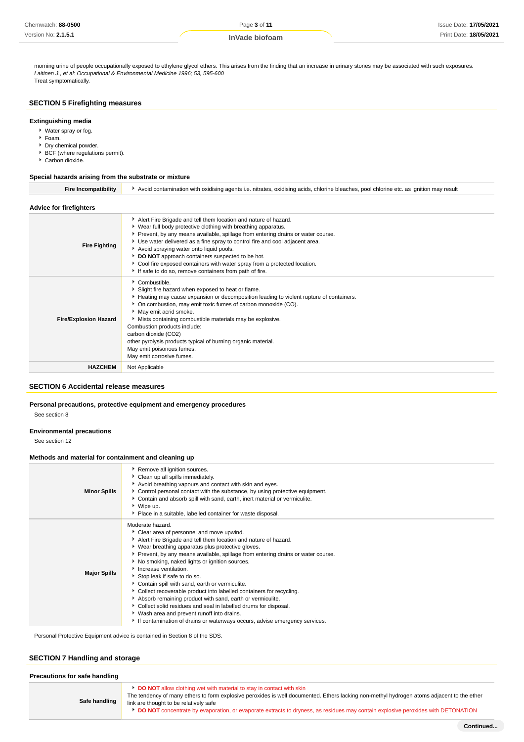morning urine of people occupationally exposed to ethylene glycol ethers. This arises from the finding that an increase in urinary stones may be associated with such exposures.
*Laitinen J., et al: Occupational & Environmental Medicine 1996; 53, 595-600*
Treat symptomatically.

## SECTION 5 Firefighting measures

### Extinguishing media

- Water spray or fog.
- Foam.
- Dry chemical powder.
- BCF (where regulations permit).
- Carbon dioxide.

### Special hazards arising from the substrate or mixture

| | |
|---|---|
| **Fire Incompatibility** | Avoid contamination with oxidising agents i.e. nitrates, oxidising acids, chlorine bleaches, pool chlorine etc. as ignition may result |

### Advice for firefighters

| | |
|---|---|
| **Fire Fighting** | Alert Fire Brigade and tell them location and nature of hazard.<br>Wear full body protective clothing with breathing apparatus.<br>Prevent, by any means available, spillage from entering drains or water course.<br>Use water delivered as a fine spray to control fire and cool adjacent area.<br>Avoid spraying water onto liquid pools.<br>**DO NOT** approach containers suspected to be hot.<br>Cool fire exposed containers with water spray from a protected location.<br>If safe to do so, remove containers from path of fire. |
| **Fire/Explosion Hazard** | Combustible.<br>Slight fire hazard when exposed to heat or flame.<br>Heating may cause expansion or decomposition leading to violent rupture of containers.<br>On combustion, may emit toxic fumes of carbon monoxide (CO).<br>May emit acrid smoke.<br>Mists containing combustible materials may be explosive.<br>Combustion products include:<br>carbon dioxide ($CO_2$)<br>other pyrolysis products typical of burning organic material.<br>May emit poisonous fumes.<br>May emit corrosive fumes. |
| **HAZCHEM** | Not Applicable |

## SECTION 6 Accidental release measures

### Personal precautions, protective equipment and emergency procedures

See section 8

### Environmental precautions

See section 12

### Methods and material for containment and cleaning up

| | |
|---|---|
| **Minor Spills** | Remove all ignition sources.<br>Clean up all spills immediately.<br>Avoid breathing vapours and contact with skin and eyes.<br>Control personal contact with the substance, by using protective equipment.<br>Contain and absorb spill with sand, earth, inert material or vermiculite.<br>Wipe up.<br>Place in a suitable, labelled container for waste disposal. |
| **Major Spills** | Moderate hazard.<br>Clear area of personnel and move upwind.<br>Alert Fire Brigade and tell them location and nature of hazard.<br>Wear breathing apparatus plus protective gloves.<br>Prevent, by any means available, spillage from entering drains or water course.<br>No smoking, naked lights or ignition sources.<br>Increase ventilation.<br>Stop leak if safe to do so.<br>Contain spill with sand, earth or vermiculite.<br>Collect recoverable product into labelled containers for recycling.<br>Absorb remaining product with sand, earth or vermiculite.<br>Collect solid residues and seal in labelled drums for disposal.<br>Wash area and prevent runoff into drains.<br>If contamination of drains or waterways occurs, advise emergency services. |

Personal Protective Equipment advice is contained in Section 8 of the SDS.

## SECTION 7 Handling and storage

### Precautions for safe handling

| | |
|---|---|
| **Safe handling** | **DO NOT** allow clothing wet with material to stay in contact with skin<br>The tendency of many ethers to form explosive peroxides is well documented. Ethers lacking non-methyl hydrogen atoms adjacent to the ether link are thought to be relatively safe<br>**DO NOT** concentrate by evaporation, or evaporate extracts to dryness, as residues may contain explosive peroxides with DETONATION |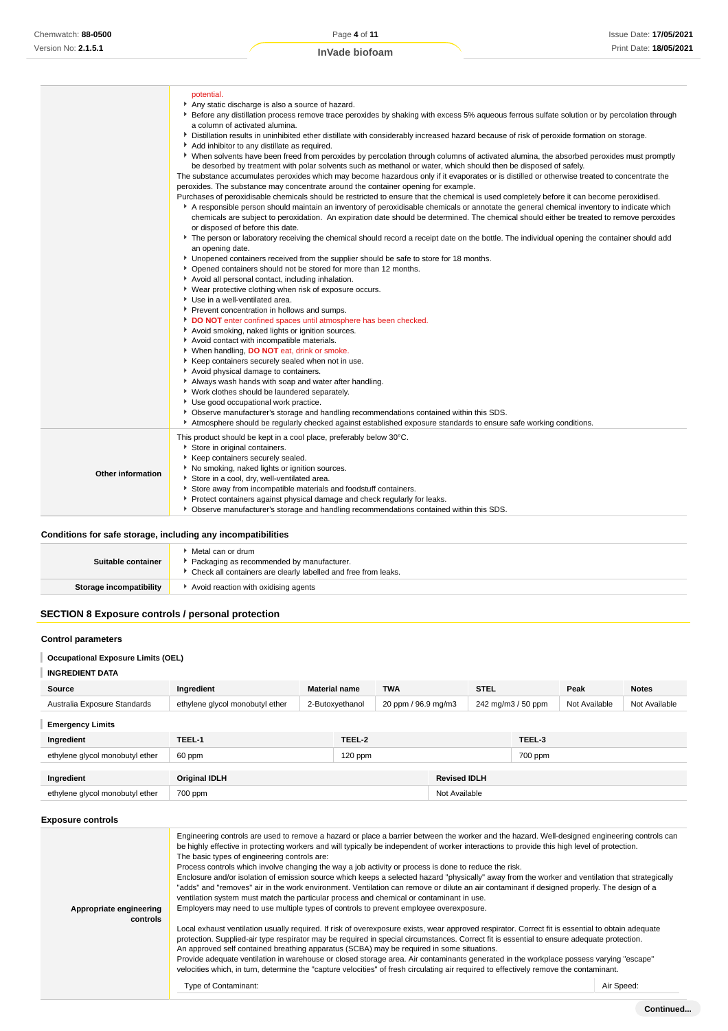| | |
|---|---|
| | potential.<br>• Any static discharge is also a source of hazard.<br>• Before any distillation process remove trace peroxides by shaking with excess 5% aqueous ferrous sulfate solution or by percolation through a column of activated alumina.<br>• Distillation results in uninhibited ether distillate with considerably increased hazard because of risk of peroxide formation on storage.<br>• Add inhibitor to any distillate as required.<br>• When solvents have been freed from peroxides by percolation through columns of activated alumina, the absorbed peroxides must promptly be desorbed by treatment with polar solvents such as methanol or water, which should then be disposed of safely.<br>The substance accumulates peroxides which may become hazardous only if it evaporates or is distilled or otherwise treated to concentrate the peroxides. The substance may concentrate around the container opening for example.<br>Purchases of peroxidisable chemicals should be restricted to ensure that the chemical is used completely before it can become peroxidised.<br>• A responsible person should maintain an inventory of peroxidisable chemicals or annotate the general chemical inventory to indicate which chemicals are subject to peroxidation. An expiration date should be determined. The chemical should either be treated to remove peroxides or disposed of before this date.<br>• The person or laboratory receiving the chemical should record a receipt date on the bottle. The individual opening the container should add an opening date.<br>• Unopened containers received from the supplier should be safe to store for 18 months.<br>• Opened containers should not be stored for more than 12 months.<br>• Avoid all personal contact, including inhalation.<br>• Wear protective clothing when risk of exposure occurs.<br>• Use in a well-ventilated area.<br>• Prevent concentration in hollows and sumps.<br>• **DO NOT** enter confined spaces until atmosphere has been checked.<br>• Avoid smoking, naked lights or ignition sources.<br>• Avoid contact with incompatible materials.<br>• When handling, **DO NOT** eat, drink or smoke.<br>• Keep containers securely sealed when not in use.<br>• Avoid physical damage to containers.<br>• Always wash hands with soap and water after handling.<br>• Work clothes should be laundered separately.<br>• Use good occupational work practice.<br>• Observe manufacturer's storage and handling recommendations contained within this SDS.<br>• Atmosphere should be regularly checked against established exposure standards to ensure safe working conditions. |
| **Other information** | This product should be kept in a cool place, preferably below 30°C.<br>• Store in original containers.<br>• Keep containers securely sealed.<br>• No smoking, naked lights or ignition sources.<br>• Store in a cool, dry, well-ventilated area.<br>• Store away from incompatible materials and foodstuff containers.<br>• Protect containers against physical damage and check regularly for leaks.<br>• Observe manufacturer's storage and handling recommendations contained within this SDS. |

### Conditions for safe storage, including any incompatibilities

| | |
|---|---|
| **Suitable container** | • Metal can or drum<br>• Packaging as recommended by manufacturer.<br>• Check all containers are clearly labelled and free from leaks. |
| **Storage incompatibility** | • Avoid reaction with oxidising agents |

## SECTION 8 Exposure controls / personal protection

### Control parameters

**Occupational Exposure Limits (OEL)**

**INGREDIENT DATA**

| Source | Ingredient | Material name | TWA | STEL | Peak | Notes |
|---|---|---|---|---|---|---|
| Australia Exposure Standards | ethylene glycol monobutyl ether | 2-Butoxyethanol | 20 ppm / 96.9 mg/m3 | 242 mg/m3 / 50 ppm | Not Available | Not Available |

**Emergency Limits**

| Ingredient | TEEL-1 | TEEL-2 | TEEL-3 |
|---|---|---|---|
| ethylene glycol monobutyl ether | 60 ppm | 120 ppm | 700 ppm |

| Ingredient | Original IDLH | Revised IDLH |
|---|---|---|
| ethylene glycol monobutyl ether | 700 ppm | Not Available |

### Exposure controls

| | |
|---|---|
| **Appropriate engineering controls** | Engineering controls are used to remove a hazard or place a barrier between the worker and the hazard. Well-designed engineering controls can be highly effective in protecting workers and will typically be independent of worker interactions to provide this high level of protection.<br>The basic types of engineering controls are:<br>Process controls which involve changing the way a job activity or process is done to reduce the risk.<br>Enclosure and/or isolation of emission source which keeps a selected hazard "physically" away from the worker and ventilation that strategically "adds" and "removes" air in the work environment. Ventilation can remove or dilute an air contaminant if designed properly. The design of a ventilation system must match the particular process and chemical or contaminant in use.<br>Employers may need to use multiple types of controls to prevent employee overexposure.<br><br>Local exhaust ventilation usually required. If risk of overexposure exists, wear approved respirator. Correct fit is essential to obtain adequate protection. Supplied-air type respirator may be required in special circumstances. Correct fit is essential to ensure adequate protection.<br>An approved self contained breathing apparatus (SCBA) may be required in some situations.<br>Provide adequate ventilation in warehouse or closed storage area. Air contaminants generated in the workplace possess varying "escape" velocities which, in turn, determine the "capture velocities" of fresh circulating air required to effectively remove the contaminant.<br><br>Type of Contaminant: Air Speed: |

Continued...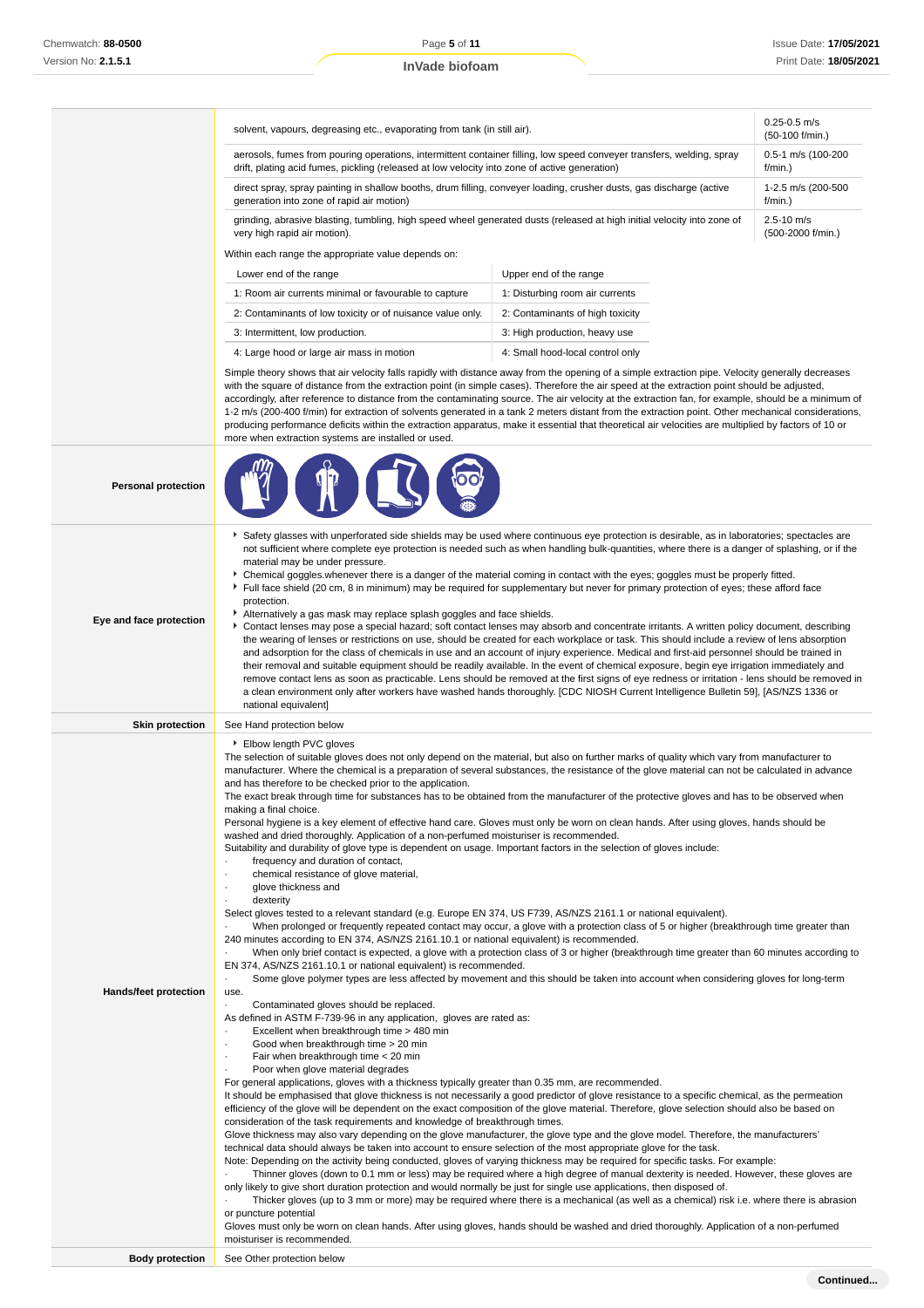| | |
|---|---|
| solvent, vapours, degreasing etc., evaporating from tank (in still air). | 0.25-0.5 m/s (50-100 f/min.) |
| aerosols, fumes from pouring operations, intermittent container filling, low speed conveyer transfers, welding, spray drift, plating acid fumes, pickling (released at low velocity into zone of active generation) | 0.5-1 m/s (100-200 f/min.) |
| direct spray, spray painting in shallow booths, drum filling, conveyer loading, crusher dusts, gas discharge (active generation into zone of rapid air motion) | 1-2.5 m/s (200-500 f/min.) |
| grinding, abrasive blasting, tumbling, high speed wheel generated dusts (released at high initial velocity into zone of very high rapid air motion). | 2.5-10 m/s (500-2000 f/min.) |

Within each range the appropriate value depends on:

| Lower end of the range | Upper end of the range |
|---|---|
| 1: Room air currents minimal or favourable to capture | 1: Disturbing room air currents |
| 2: Contaminants of low toxicity or of nuisance value only. | 2: Contaminants of high toxicity |
| 3: Intermittent, low production. | 3: High production, heavy use |
| 4: Large hood or large air mass in motion | 4: Small hood-local control only |

Simple theory shows that air velocity falls rapidly with distance away from the opening of a simple extraction pipe. Velocity generally decreases with the square of distance from the extraction point (in simple cases). Therefore the air speed at the extraction point should be adjusted, accordingly, after reference to distance from the contaminating source. The air velocity at the extraction fan, for example, should be a minimum of 1-2 m/s (200-400 f/min) for extraction of solvents generated in a tank 2 meters distant from the extraction point. Other mechanical considerations, producing performance deficits within the extraction apparatus, make it essential that theoretical air velocities are multiplied by factors of 10 or more when extraction systems are installed or used.

**Personal protection**

**Eye and face protection**

- Safety glasses with unperforated side shields may be used where continuous eye protection is desirable, as in laboratories; spectacles are not sufficient where complete eye protection is needed such as when handling bulk-quantities, where there is a danger of splashing, or if the material may be under pressure.
- Chemical goggles.whenever there is a danger of the material coming in contact with the eyes; goggles must be properly fitted.
- Full face shield (20 cm, 8 in minimum) may be required for supplementary but never for primary protection of eyes; these afford face protection.
- Alternatively a gas mask may replace splash goggles and face shields.
- Contact lenses may pose a special hazard; soft contact lenses may absorb and concentrate irritants. A written policy document, describing the wearing of lenses or restrictions on use, should be created for each workplace or task. This should include a review of lens absorption and adsorption for the class of chemicals in use and an account of injury experience. Medical and first-aid personnel should be trained in their removal and suitable equipment should be readily available. In the event of chemical exposure, begin eye irrigation immediately and remove contact lens as soon as practicable. Lens should be removed at the first signs of eye redness or irritation - lens should be removed in a clean environment only after workers have washed hands thoroughly. [CDC NIOSH Current Intelligence Bulletin 59], [AS/NZS 1336 or national equivalent]

**Skin protection**

See Hand protection below

**Hands/feet protection**

- Elbow length PVC gloves

The selection of suitable gloves does not only depend on the material, but also on further marks of quality which vary from manufacturer to manufacturer. Where the chemical is a preparation of several substances, the resistance of the glove material can not be calculated in advance and has therefore to be checked prior to the application.
The exact break through time for substances has to be obtained from the manufacturer of the protective gloves and has to be observed when making a final choice.
Personal hygiene is a key element of effective hand care. Gloves must only be worn on clean hands. After using gloves, hands should be washed and dried thoroughly. Application of a non-perfumed moisturiser is recommended.
Suitability and durability of glove type is dependent on usage. Important factors in the selection of gloves include:

- frequency and duration of contact,
- chemical resistance of glove material,
- glove thickness and
- dexterity

Select gloves tested to a relevant standard (e.g. Europe EN 374, US F739, AS/NZS 2161.1 or national equivalent).

- When prolonged or frequently repeated contact may occur, a glove with a protection class of 5 or higher (breakthrough time greater than 240 minutes according to EN 374, AS/NZS 2161.10.1 or national equivalent) is recommended.
- When only brief contact is expected, a glove with a protection class of 3 or higher (breakthrough time greater than 60 minutes according to EN 374, AS/NZS 2161.10.1 or national equivalent) is recommended.
- Some glove polymer types are less affected by movement and this should be taken into account when considering gloves for long-term use.
- Contaminated gloves should be replaced.

As defined in ASTM F-739-96 in any application, gloves are rated as:

- Excellent when breakthrough time > 480 min
- Good when breakthrough time > 20 min
- Fair when breakthrough time < 20 min
- Poor when glove material degrades

For general applications, gloves with a thickness typically greater than 0.35 mm, are recommended.
It should be emphasised that glove thickness is not necessarily a good predictor of glove resistance to a specific chemical, as the permeation efficiency of the glove will be dependent on the exact composition of the glove material. Therefore, glove selection should also be based on consideration of the task requirements and knowledge of breakthrough times.
Glove thickness may also vary depending on the glove manufacturer, the glove type and the glove model. Therefore, the manufacturers' technical data should always be taken into account to ensure selection of the most appropriate glove for the task.
Note: Depending on the activity being conducted, gloves of varying thickness may be required for specific tasks. For example:

- Thinner gloves (down to 0.1 mm or less) may be required where a high degree of manual dexterity is needed. However, these gloves are only likely to give short duration protection and would normally be just for single use applications, then disposed of.
- Thicker gloves (up to 3 mm or more) may be required where there is a mechanical (as well as a chemical) risk i.e. where there is abrasion or puncture potential

Gloves must only be worn on clean hands. After using gloves, hands should be washed and dried thoroughly. Application of a non-perfumed moisturiser is recommended.

**Body protection**

See Other protection below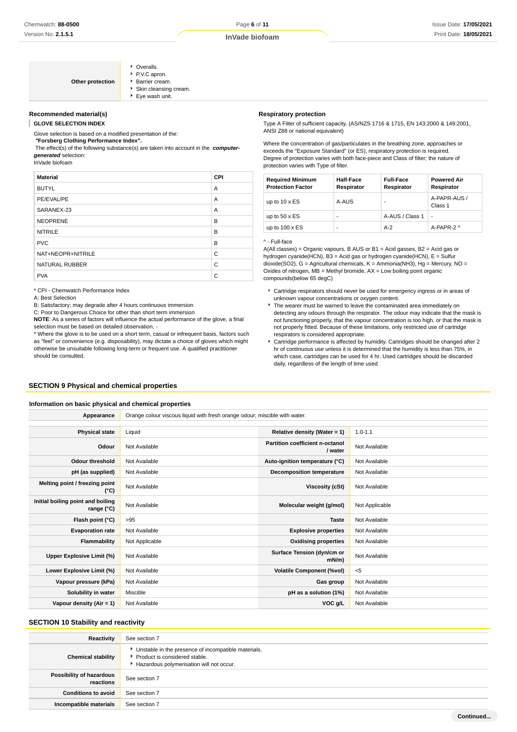| Other protection | Overalls.<br>P.V.C apron.<br>Barrier cream.<br>Skin cleansing cream.<br>Eye wash unit. |
|---|---|

### Recommended material(s)

**GLOVE SELECTION INDEX**

Glove selection is based on a modified presentation of the:
**"Forsberg Clothing Performance Index".**
The effect(s) of the following substance(s) are taken into account in the ***computer-generated*** selection:
InVade biofoam

| Material | CPI |
|---|---|
| BUTYL | A |
| PE/EVAL/PE | A |
| SARANEX-23 | A |
| NEOPRENE | B |
| NITRILE | B |
| PVC | B |
| NAT+NEOPR+NITRILE | C |
| NATURAL RUBBER | C |
| PVA | C |

* CPI - Chemwatch Performance Index
A: Best Selection
B: Satisfactory; may degrade after 4 hours continuous immersion
C: Poor to Dangerous Choice for other than short term immersion
**NOTE**: As a series of factors will influence the actual performance of the glove, a final selection must be based on detailed observation. -
* Where the glove is to be used on a short term, casual or infrequent basis, factors such as "feel" or convenience (e.g. disposability), may dictate a choice of gloves which might otherwise be unsuitable following long-term or frequent use. A qualified practitioner should be consulted.

### Respiratory protection

Type A Filter of sufficient capacity. (AS/NZS 1716 & 1715, EN 143:2000 & 149:2001, ANSI Z88 or national equivalent)

Where the concentration of gas/particulates in the breathing zone, approaches or exceeds the "Exposure Standard" (or ES), respiratory protection is required.
Degree of protection varies with both face-piece and Class of filter; the nature of protection varies with Type of filter.

| Required Minimum Protection Factor | Half-Face Respirator | Full-Face Respirator | Powered Air Respirator |
|---|---|---|---|
| up to 10 x ES | A-AUS | - | A-PAPR-AUS / Class 1 |
| up to 50 x ES | - | A-AUS / Class 1 | - |
| up to 100 x ES | - | A-2 | A-PAPR-2 ^ |

^ - Full-face
A(All classes) = Organic vapours, B AUS or B1 = Acid gasses, B2 = Acid gas or hydrogen cyanide(HCN), B3 = Acid gas or hydrogen cyanide(HCN), E = Sulfur dioxide(SO2), G = Agricultural chemicals, K = Ammonia(NH3), Hg = Mercury, NO = Oxides of nitrogen, MB = Methyl bromide, AX = Low boiling point organic compounds(below 65 degC)

- Cartridge respirators should never be used for emergency ingress or in areas of unknown vapour concentrations or oxygen content.
- The wearer must be warned to leave the contaminated area immediately on detecting any odours through the respirator. The odour may indicate that the mask is not functioning properly, that the vapour concentration is too high, or that the mask is not properly fitted. Because of these limitations, only restricted use of cartridge respirators is considered appropriate.
- Cartridge performance is affected by humidity. Cartridges should be changed after 2 hr of continuous use unless it is determined that the humidity is less than 75%, in which case, cartridges can be used for 4 hr. Used cartridges should be discarded daily, regardless of the length of time used

## SECTION 9 Physical and chemical properties

### Information on basic physical and chemical properties

| Appearance | Orange colour viscous liquid with fresh orange odour; miscible with water. | | |
|---|---|---|---|
| Physical state | Liquid | Relative density (Water = 1) | 1.0-1.1 |
| Odour | Not Available | Partition coefficient n-octanol / water | Not Available |
| Odour threshold | Not Available | Auto-ignition temperature (°C) | Not Available |
| pH (as supplied) | Not Available | Decomposition temperature | Not Available |
| Melting point / freezing point (°C) | Not Available | Viscosity (cSt) | Not Available |
| Initial boiling point and boiling range (°C) | Not Available | Molecular weight (g/mol) | Not Applicable |
| Flash point (°C) | >95 | Taste | Not Available |
| Evaporation rate | Not Available | Explosive properties | Not Available |
| Flammability | Not Applicable | Oxidising properties | Not Available |
| Upper Explosive Limit (%) | Not Available | Surface Tension (dyn/cm or mN/m) | Not Available |
| Lower Explosive Limit (%) | Not Available | Volatile Component (%vol) | <5 |
| Vapour pressure (kPa) | Not Available | Gas group | Not Available |
| Solubility in water | Miscible | pH as a solution (1%) | Not Available |
| Vapour density (Air = 1) | Not Available | VOC g/L | Not Available |

## SECTION 10 Stability and reactivity

| Reactivity | See section 7 |
|---|---|
| Chemical stability | Unstable in the presence of incompatible materials.<br>Product is considered stable.<br>Hazardous polymerisation will not occur. |
| Possibility of hazardous reactions | See section 7 |
| Conditions to avoid | See section 7 |
| Incompatible materials | See section 7 |

**Continued...**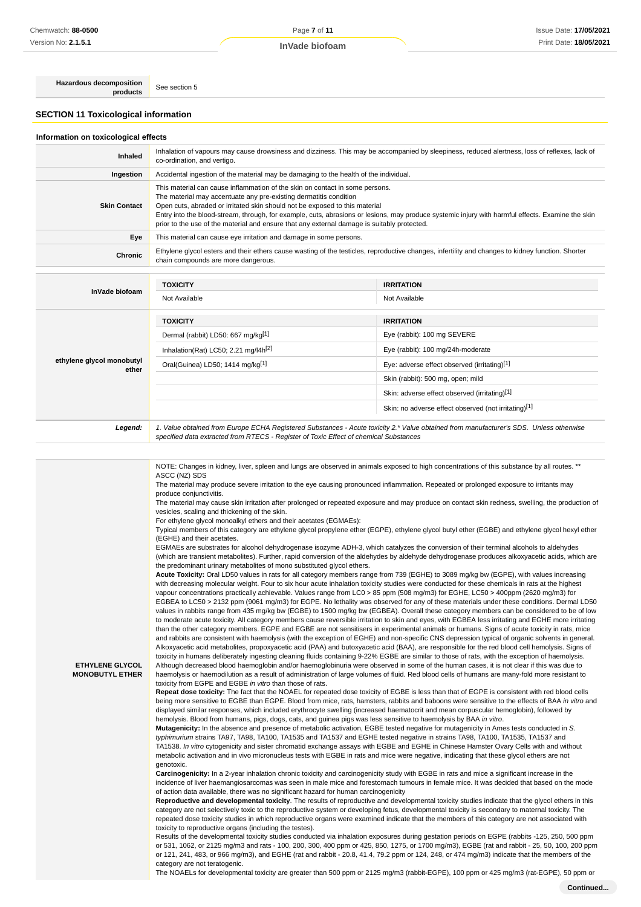| | |
|---|---|
| **Hazardous decomposition products** | See section 5 |

## SECTION 11 Toxicological information

### Information on toxicological effects

| | |
|---|---|
| **Inhaled** | Inhalation of vapours may cause drowsiness and dizziness. This may be accompanied by sleepiness, reduced alertness, loss of reflexes, lack of co-ordination, and vertigo. |
| **Ingestion** | Accidental ingestion of the material may be damaging to the health of the individual. |
| **Skin Contact** | This material can cause inflammation of the skin on contact in some persons. The material may accentuate any pre-existing dermatitis condition Open cuts, abraded or irritated skin should not be exposed to this material Entry into the blood-stream, through, for example, cuts, abrasions or lesions, may produce systemic injury with harmful effects. Examine the skin prior to the use of the material and ensure that any external damage is suitably protected. |
| **Eye** | This material can cause eye irritation and damage in some persons. |
| **Chronic** | Ethylene glycol esters and their ethers cause wasting of the testicles, reproductive changes, infertility and changes to kidney function. Shorter chain compounds are more dangerous. |

| | TOXICITY | IRRITATION |
|---|---|---|
| **InVade biofoam** | Not Available | Not Available |
| **ethylene glycol monobutyl ether** | Dermal (rabbit) LD50: 667 mg/kg[1] | Eye (rabbit): 100 mg SEVERE |
| | Inhalation(Rat) LC50; 2.21 mg/l4h[2] | Eye (rabbit): 100 mg/24h-moderate |
| | Oral(Guinea) LD50; 1414 mg/kg[1] | Eye: adverse effect observed (irritating)[1] |
| | | Skin (rabbit): 500 mg, open; mild |
| | | Skin: adverse effect observed (irritating)[1] |
| | | Skin: no adverse effect observed (not irritating)[1] |
| ***Legend:*** | *1. Value obtained from Europe ECHA Registered Substances - Acute toxicity 2.\* Value obtained from manufacturer's SDS. Unless otherwise specified data extracted from RTECS - Register of Toxic Effect of chemical Substances* | |

**ETHYLENE GLYCOL MONOBUTYL ETHER**

NOTE: Changes in kidney, liver, spleen and lungs are observed in animals exposed to high concentrations of this substance by all routes. ** ASCC (NZ) SDS
The material may produce severe irritation to the eye causing pronounced inflammation. Repeated or prolonged exposure to irritants may produce conjunctivitis.
The material may cause skin irritation after prolonged or repeated exposure and may produce on contact skin redness, swelling, the production of vesicles, scaling and thickening of the skin.
For ethylene glycol monoalkyl ethers and their acetates (EGMAEs):
Typical members of this category are ethylene glycol propylene ether (EGPE), ethylene glycol butyl ether (EGBE) and ethylene glycol hexyl ether (EGHE) and their acetates.
EGMAEs are substrates for alcohol dehydrogenase isozyme ADH-3, which catalyzes the conversion of their terminal alcohols to aldehydes (which are transient metabolites). Further, rapid conversion of the aldehydes by aldehyde dehydrogenase produces alkoxyacetic acids, which are the predominant urinary metabolites of mono substituted glycol ethers.
**Acute Toxicity:** Oral LD50 values in rats for all category members range from 739 (EGHE) to 3089 mg/kg bw (EGPE), with values increasing with decreasing molecular weight. Four to six hour acute inhalation toxicity studies were conducted for these chemicals in rats at the highest vapour concentrations practically achievable. Values range from LC0 > 85 ppm (508 mg/m3) for EGHE, LC50 > 400ppm (2620 mg/m3) for EGBEA to LC50 > 2132 ppm (9061 mg/m3) for EGPE. No lethality was observed for any of these materials under these conditions. Dermal LD50 values in rabbits range from 435 mg/kg bw (EGBE) to 1500 mg/kg bw (EGBEA). Overall these category members can be considered to be of low to moderate acute toxicity. All category members cause reversible irritation to skin and eyes, with EGBEA less irritating and EGHE more irritating than the other category members. EGPE and EGBE are not sensitisers in experimental animals or humans. Signs of acute toxicity in rats, mice and rabbits are consistent with haemolysis (with the exception of EGHE) and non-specific CNS depression typical of organic solvents in general. Alkoxyacetic acid metabolites, propoxyacetic acid (PAA) and butoxyacetic acid (BAA), are responsible for the red blood cell hemolysis. Signs of toxicity in humans deliberately ingesting cleaning fluids containing 9-22% EGBE are similar to those of rats, with the exception of haemolysis. Although decreased blood haemoglobin and/or haemoglobinuria were observed in some of the human cases, it is not clear if this was due to haemolysis or haemodilution as a result of administration of large volumes of fluid. Red blood cells of humans are many-fold more resistant to toxicity from EGPE and EGBE *in vitro* than those of rats.
**Repeat dose toxicity:** The fact that the NOAEL for repeated dose toxicity of EGBE is less than that of EGPE is consistent with red blood cells being more sensitive to EGBE than EGPE. Blood from mice, rats, hamsters, rabbits and baboons were sensitive to the effects of BAA *in vitro* and displayed similar responses, which included erythrocyte swelling (increased haematocrit and mean corpuscular hemoglobin), followed by hemolysis. Blood from humans, pigs, dogs, cats, and guinea pigs was less sensitive to haemolysis by BAA *in vitro*.
**Mutagenicity:** In the absence and presence of metabolic activation, EGBE tested negative for mutagenicity in Ames tests conducted in *S. typhimurium* strains TA97, TA98, TA100, TA1535 and TA1537 and EGHE tested negative in strains TA98, TA100, TA1535, TA1537 and TA1538. *In vitro* cytogenicity and sister chromatid exchange assays with EGBE and EGHE in Chinese Hamster Ovary Cells with and without metabolic activation and in vivo micronucleus tests with EGBE in rats and mice were negative, indicating that these glycol ethers are not genotoxic.
**Carcinogenicity:** In a 2-year inhalation chronic toxicity and carcinogenicity study with EGBE in rats and mice a significant increase in the incidence of liver haemangiosarcomas was seen in male mice and forestomach tumours in female mice. It was decided that based on the mode of action data available, there was no significant hazard for human carcinogenicity
**Reproductive and developmental toxicity**. The results of reproductive and developmental toxicity studies indicate that the glycol ethers in this category are not selectively toxic to the reproductive system or developing fetus, developmental toxicity is secondary to maternal toxicity. The repeated dose toxicity studies in which reproductive organs were examined indicate that the members of this category are not associated with toxicity to reproductive organs (including the testes).
Results of the developmental toxicity studies conducted via inhalation exposures during gestation periods on EGPE (rabbits -125, 250, 500 ppm or 531, 1062, or 2125 mg/m3 and rats - 100, 200, 300, 400 ppm or 425, 850, 1275, or 1700 mg/m3), EGBE (rat and rabbit - 25, 50, 100, 200 ppm or 121, 241, 483, or 966 mg/m3), and EGHE (rat and rabbit - 20.8, 41.4, 79.2 ppm or 124, 248, or 474 mg/m3) indicate that the members of the category are not teratogenic.
The NOAELs for developmental toxicity are greater than 500 ppm or 2125 mg/m3 (rabbit-EGPE), 100 ppm or 425 mg/m3 (rat-EGPE), 50 ppm or

**Continued...**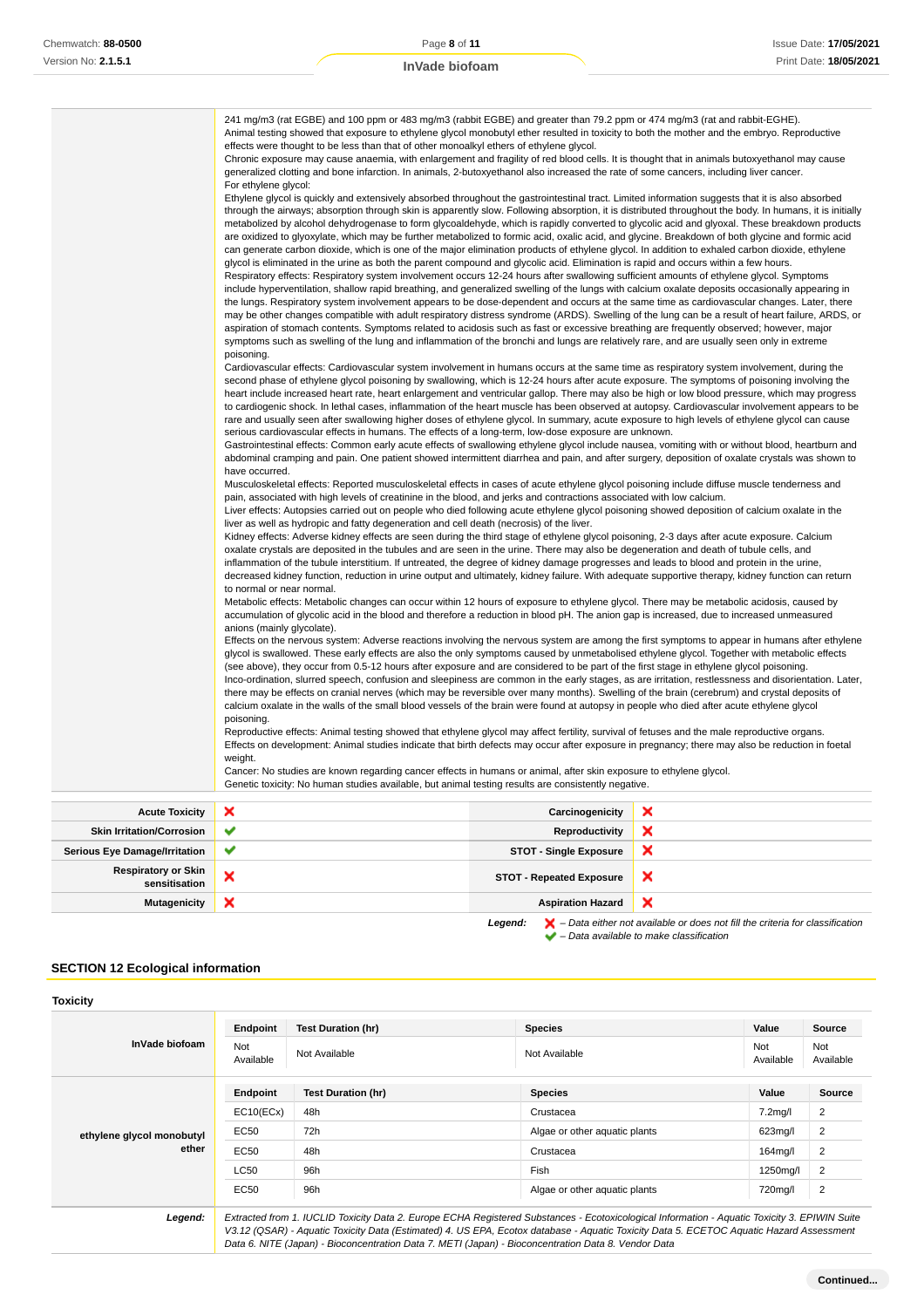| | |
|---|---|
| | 241 mg/m3 (rat EGBE) and 100 ppm or 483 mg/m3 (rabbit EGBE) and greater than 79.2 ppm or 474 mg/m3 (rat and rabbit-EGHE).<br>Animal testing showed that exposure to ethylene glycol monobutyl ether resulted in toxicity to both the mother and the embryo. Reproductive effects were thought to be less than that of other monoalkyl ethers of ethylene glycol.<br>Chronic exposure may cause anaemia, with enlargement and fragility of red blood cells. It is thought that in animals butoxyethanol may cause generalized clotting and bone infarction. In animals, 2-butoxyethanol also increased the rate of some cancers, including liver cancer.<br>For ethylene glycol:<br>Ethylene glycol is quickly and extensively absorbed throughout the gastrointestinal tract. Limited information suggests that it is also absorbed through the airways; absorption through skin is apparently slow. Following absorption, it is distributed throughout the body. In humans, it is initially metabolized by alcohol dehydrogenase to form glycoaldehyde, which is rapidly converted to glycolic acid and glyoxal. These breakdown products are oxidized to glyoxylate, which may be further metabolized to formic acid, oxalic acid, and glycine. Breakdown of both glycine and formic acid can generate carbon dioxide, which is one of the major elimination products of ethylene glycol. In addition to exhaled carbon dioxide, ethylene glycol is eliminated in the urine as both the parent compound and glycolic acid. Elimination is rapid and occurs within a few hours.<br>Respiratory effects: Respiratory system involvement occurs 12-24 hours after swallowing sufficient amounts of ethylene glycol. Symptoms include hyperventilation, shallow rapid breathing, and generalized swelling of the lungs with calcium oxalate deposits occasionally appearing in the lungs. Respiratory system involvement appears to be dose-dependent and occurs at the same time as cardiovascular changes. Later, there may be other changes compatible with adult respiratory distress syndrome (ARDS). Swelling of the lung can be a result of heart failure, ARDS, or aspiration of stomach contents. Symptoms related to acidosis such as fast or excessive breathing are frequently observed; however, major symptoms such as swelling of the lung and inflammation of the bronchi and lungs are relatively rare, and are usually seen only in extreme poisoning.<br>Cardiovascular effects: Cardiovascular system involvement in humans occurs at the same time as respiratory system involvement, during the second phase of ethylene glycol poisoning by swallowing, which is 12-24 hours after acute exposure. The symptoms of poisoning involving the heart include increased heart rate, heart enlargement and ventricular gallop. There may also be high or low blood pressure, which may progress to cardiogenic shock. In lethal cases, inflammation of the heart muscle has been observed at autopsy. Cardiovascular involvement appears to be rare and usually seen after swallowing higher doses of ethylene glycol. In summary, acute exposure to high levels of ethylene glycol can cause serious cardiovascular effects in humans. The effects of a long-term, low-dose exposure are unknown.<br>Gastrointestinal effects: Common early acute effects of swallowing ethylene glycol include nausea, vomiting with or without blood, heartburn and abdominal cramping and pain. One patient showed intermittent diarrhea and pain, and after surgery, deposition of oxalate crystals was shown to have occurred.<br>Musculoskeletal effects: Reported musculoskeletal effects in cases of acute ethylene glycol poisoning include diffuse muscle tenderness and pain, associated with high levels of creatinine in the blood, and jerks and contractions associated with low calcium.<br>Liver effects: Autopsies carried out on people who died following acute ethylene glycol poisoning showed deposition of calcium oxalate in the liver as well as hydropic and fatty degeneration and cell death (necrosis) of the liver.<br>Kidney effects: Adverse kidney effects are seen during the third stage of ethylene glycol poisoning, 2-3 days after acute exposure. Calcium oxalate crystals are deposited in the tubules and are seen in the urine. There may also be degeneration and death of tubule cells, and inflammation of the tubule interstitium. If untreated, the degree of kidney damage progresses and leads to blood and protein in the urine, decreased kidney function, reduction in urine output and ultimately, kidney failure. With adequate supportive therapy, kidney function can return to normal or near normal.<br>Metabolic effects: Metabolic changes can occur within 12 hours of exposure to ethylene glycol. There may be metabolic acidosis, caused by accumulation of glycolic acid in the blood and therefore a reduction in blood pH. The anion gap is increased, due to increased unmeasured anions (mainly glycolate).<br>Effects on the nervous system: Adverse reactions involving the nervous system are among the first symptoms to appear in humans after ethylene glycol is swallowed. These early effects are also the only symptoms caused by unmetabolised ethylene glycol. Together with metabolic effects (see above), they occur from 0.5-12 hours after exposure and are considered to be part of the first stage in ethylene glycol poisoning.<br>Inco-ordination, slurred speech, confusion and sleepiness are common in the early stages, as are irritation, restlessness and disorientation. Later, there may be effects on cranial nerves (which may be reversible over many months). Swelling of the brain (cerebrum) and crystal deposits of calcium oxalate in the walls of the small blood vessels of the brain were found at autopsy in people who died after acute ethylene glycol poisoning.<br>Reproductive effects: Animal testing showed that ethylene glycol may affect fertility, survival of fetuses and the male reproductive organs.<br>Effects on development: Animal studies indicate that birth defects may occur after exposure in pregnancy; there may also be reduction in foetal weight.<br>Cancer: No studies are known regarding cancer effects in humans or animal, after skin exposure to ethylene glycol.<br>Genetic toxicity: No human studies available, but animal testing results are consistently negative. |

| | | | |
|---|---|---|---|
| **Acute Toxicity** | ✘ | **Carcinogenicity** | ✘ |
| **Skin Irritation/Corrosion** | ✔ | **Reproductivity** | ✘ |
| **Serious Eye Damage/Irritation** | ✔ | **STOT - Single Exposure** | ✘ |
| **Respiratory or Skin sensitisation** | ✘ | **STOT - Repeated Exposure** | ✘ |
| **Mutagenicity** | ✘ | **Aspiration Hazard** | ✘ |

***Legend:*** ✘ *– Data either not available or does not fill the criteria for classification*
✔ *– Data available to make classification*

## SECTION 12 Ecological information

### Toxicity

**InVade biofoam**

| Endpoint | Test Duration (hr) | Species | Value | Source |
|---|---|---|---|---|
| Not Available | Not Available | Not Available | Not Available | Not Available |

**ethylene glycol monobutyl ether**

| Endpoint | Test Duration (hr) | Species | Value | Source |
|---|---|---|---|---|
| EC10(ECx) | 48h | Crustacea | 7.2mg/l | 2 |
| EC50 | 72h | Algae or other aquatic plants | 623mg/l | 2 |
| EC50 | 48h | Crustacea | 164mg/l | 2 |
| LC50 | 96h | Fish | 1250mg/l | 2 |
| EC50 | 96h | Algae or other aquatic plants | 720mg/l | 2 |

***Legend:*** *Extracted from 1. IUCLID Toxicity Data 2. Europe ECHA Registered Substances - Ecotoxicological Information - Aquatic Toxicity 3. EPIWIN Suite V3.12 (QSAR) - Aquatic Toxicity Data (Estimated) 4. US EPA, Ecotox database - Aquatic Toxicity Data 5. ECETOC Aquatic Hazard Assessment Data 6. NITE (Japan) - Bioconcentration Data 7. METI (Japan) - Bioconcentration Data 8. Vendor Data*

**Continued...**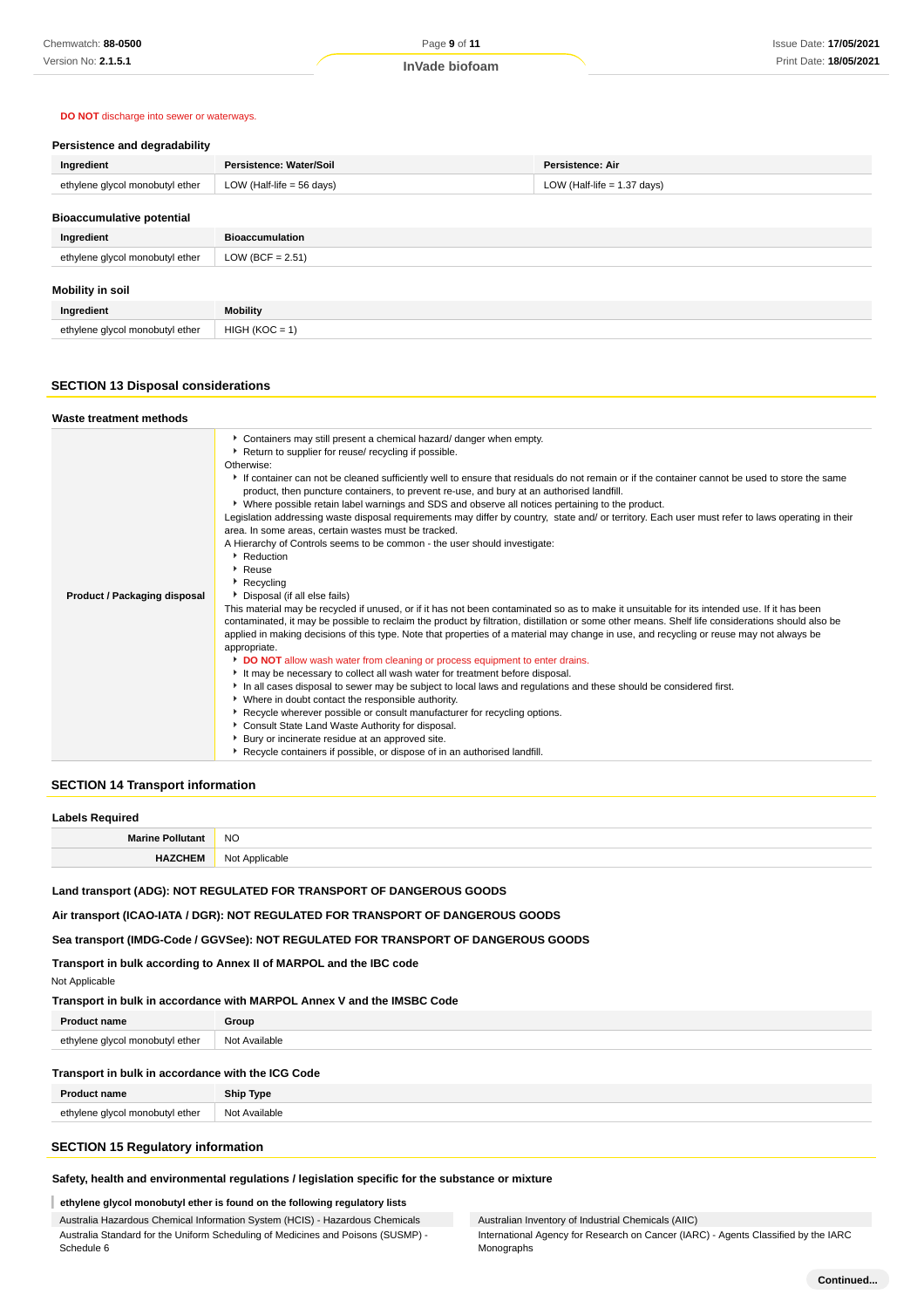**DO NOT** discharge into sewer or waterways.

### Persistence and degradability

| Ingredient | Persistence: Water/Soil | Persistence: Air |
|---|---|---|
| ethylene glycol monobutyl ether | LOW (Half-life = 56 days) | LOW (Half-life = 1.37 days) |

### Bioaccumulative potential

| Ingredient | Bioaccumulation |
|---|---|
| ethylene glycol monobutyl ether | LOW (BCF = 2.51) |

### Mobility in soil

| Ingredient | Mobility |
|---|---|
| ethylene glycol monobutyl ether | HIGH (KOC = 1) |

## SECTION 13 Disposal considerations

### Waste treatment methods

**Product / Packaging disposal**

- Containers may still present a chemical hazard/ danger when empty.
- Return to supplier for reuse/ recycling if possible.

Otherwise:

- If container can not be cleaned sufficiently well to ensure that residuals do not remain or if the container cannot be used to store the same product, then puncture containers, to prevent re-use, and bury at an authorised landfill.
- Where possible retain label warnings and SDS and observe all notices pertaining to the product.

Legislation addressing waste disposal requirements may differ by country, state and/ or territory. Each user must refer to laws operating in their area. In some areas, certain wastes must be tracked.

A Hierarchy of Controls seems to be common - the user should investigate:

- Reduction
- Reuse
- Recycling
- Disposal (if all else fails)

This material may be recycled if unused, or if it has not been contaminated so as to make it unsuitable for its intended use. If it has been contaminated, it may be possible to reclaim the product by filtration, distillation or some other means. Shelf life considerations should also be applied in making decisions of this type. Note that properties of a material may change in use, and recycling or reuse may not always be appropriate.

- **DO NOT** allow wash water from cleaning or process equipment to enter drains.
- It may be necessary to collect all wash water for treatment before disposal.
- In all cases disposal to sewer may be subject to local laws and regulations and these should be considered first.
- Where in doubt contact the responsible authority.
- Recycle wherever possible or consult manufacturer for recycling options.
- Consult State Land Waste Authority for disposal.
- Bury or incinerate residue at an approved site.
- Recycle containers if possible, or dispose of in an authorised landfill.

## SECTION 14 Transport information

### Labels Required

| | |
|---|---|
| **Marine Pollutant** | NO |
| **HAZCHEM** | Not Applicable |

**Land transport (ADG): NOT REGULATED FOR TRANSPORT OF DANGEROUS GOODS**

**Air transport (ICAO-IATA / DGR): NOT REGULATED FOR TRANSPORT OF DANGEROUS GOODS**

**Sea transport (IMDG-Code / GGVSee): NOT REGULATED FOR TRANSPORT OF DANGEROUS GOODS**

### Transport in bulk according to Annex II of MARPOL and the IBC code

Not Applicable

### Transport in bulk in accordance with MARPOL Annex V and the IMSBC Code

| Product name | Group |
|---|---|
| ethylene glycol monobutyl ether | Not Available |

### Transport in bulk in accordance with the ICG Code

| Product name | Ship Type |
|---|---|
| ethylene glycol monobutyl ether | Not Available |

## SECTION 15 Regulatory information

### Safety, health and environmental regulations / legislation specific for the substance or mixture

**ethylene glycol monobutyl ether is found on the following regulatory lists**

| | |
|---|---|
| Australia Hazardous Chemical Information System (HCIS) - Hazardous Chemicals | Australian Inventory of Industrial Chemicals (AIIC) |
| Australia Standard for the Uniform Scheduling of Medicines and Poisons (SUSMP) - Schedule 6 | International Agency for Research on Cancer (IARC) - Agents Classified by the IARC Monographs |

**Continued...**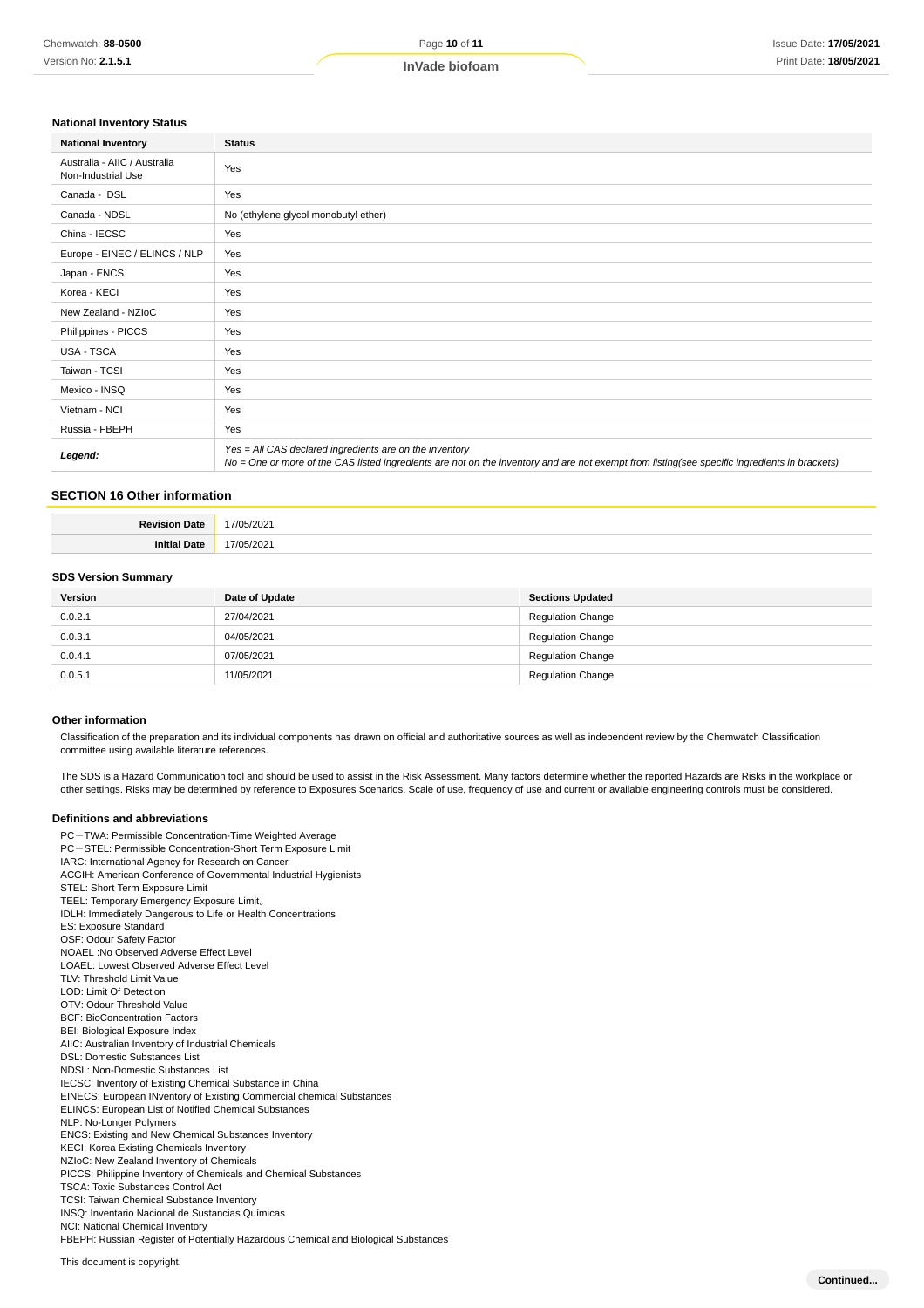### National Inventory Status

| National Inventory | Status |
|---|---|
| Australia - AIIC / Australia Non-Industrial Use | Yes |
| Canada - DSL | Yes |
| Canada - NDSL | No (ethylene glycol monobutyl ether) |
| China - IECSC | Yes |
| Europe - EINEC / ELINCS / NLP | Yes |
| Japan - ENCS | Yes |
| Korea - KECI | Yes |
| New Zealand - NZIoC | Yes |
| Philippines - PICCS | Yes |
| USA - TSCA | Yes |
| Taiwan - TCSI | Yes |
| Mexico - INSQ | Yes |
| Vietnam - NCI | Yes |
| Russia - FBEPH | Yes |
| ***Legend:*** | *Yes = All CAS declared ingredients are on the inventory*<br>*No = One or more of the CAS listed ingredients are not on the inventory and are not exempt from listing(see specific ingredients in brackets)* |

## SECTION 16 Other information

| | |
|---|---|
| **Revision Date** | 17/05/2021 |
| **Initial Date** | 17/05/2021 |

### SDS Version Summary

| Version | Date of Update | Sections Updated |
|---|---|---|
| 0.0.2.1 | 27/04/2021 | Regulation Change |
| 0.0.3.1 | 04/05/2021 | Regulation Change |
| 0.0.4.1 | 07/05/2021 | Regulation Change |
| 0.0.5.1 | 11/05/2021 | Regulation Change |

### Other information

Classification of the preparation and its individual components has drawn on official and authoritative sources as well as independent review by the Chemwatch Classification committee using available literature references.

The SDS is a Hazard Communication tool and should be used to assist in the Risk Assessment. Many factors determine whether the reported Hazards are Risks in the workplace or other settings. Risks may be determined by reference to Exposures Scenarios. Scale of use, frequency of use and current or available engineering controls must be considered.

### Definitions and abbreviations

PC－TWA: Permissible Concentration-Time Weighted Average
PC－STEL: Permissible Concentration-Short Term Exposure Limit
IARC: International Agency for Research on Cancer
ACGIH: American Conference of Governmental Industrial Hygienists
STEL: Short Term Exposure Limit
TEEL: Temporary Emergency Exposure Limit。
IDLH: Immediately Dangerous to Life or Health Concentrations
ES: Exposure Standard
OSF: Odour Safety Factor
NOAEL :No Observed Adverse Effect Level
LOAEL: Lowest Observed Adverse Effect Level
TLV: Threshold Limit Value
LOD: Limit Of Detection
OTV: Odour Threshold Value
BCF: BioConcentration Factors
BEI: Biological Exposure Index
AIIC: Australian Inventory of Industrial Chemicals
DSL: Domestic Substances List
NDSL: Non-Domestic Substances List
IECSC: Inventory of Existing Chemical Substance in China
EINECS: European INventory of Existing Commercial chemical Substances
ELINCS: European List of Notified Chemical Substances
NLP: No-Longer Polymers
ENCS: Existing and New Chemical Substances Inventory
KECI: Korea Existing Chemicals Inventory
NZIoC: New Zealand Inventory of Chemicals
PICCS: Philippine Inventory of Chemicals and Chemical Substances
TSCA: Toxic Substances Control Act
TCSI: Taiwan Chemical Substance Inventory
INSQ: Inventario Nacional de Sustancias Químicas
NCI: National Chemical Inventory
FBEPH: Russian Register of Potentially Hazardous Chemical and Biological Substances

This document is copyright.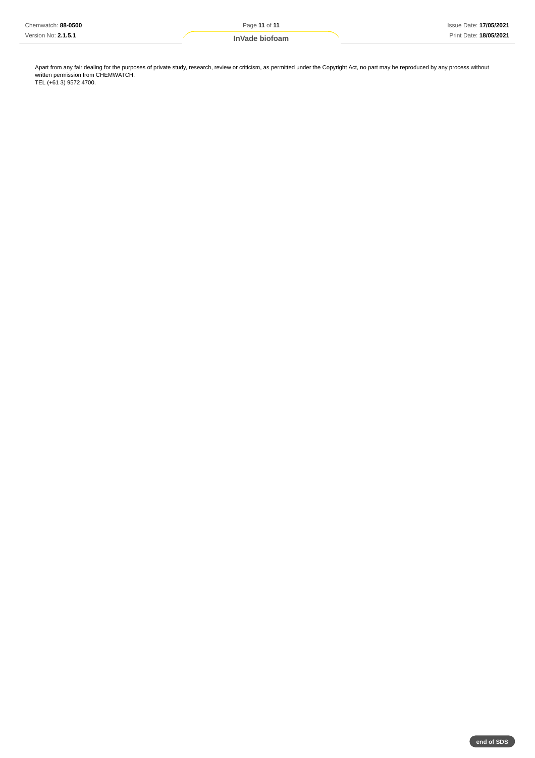Apart from any fair dealing for the purposes of private study, research, review or criticism, as permitted under the Copyright Act, no part may be reproduced by any process without written permission from CHEMWATCH.
TEL (+61 3) 9572 4700.

**end of SDS**